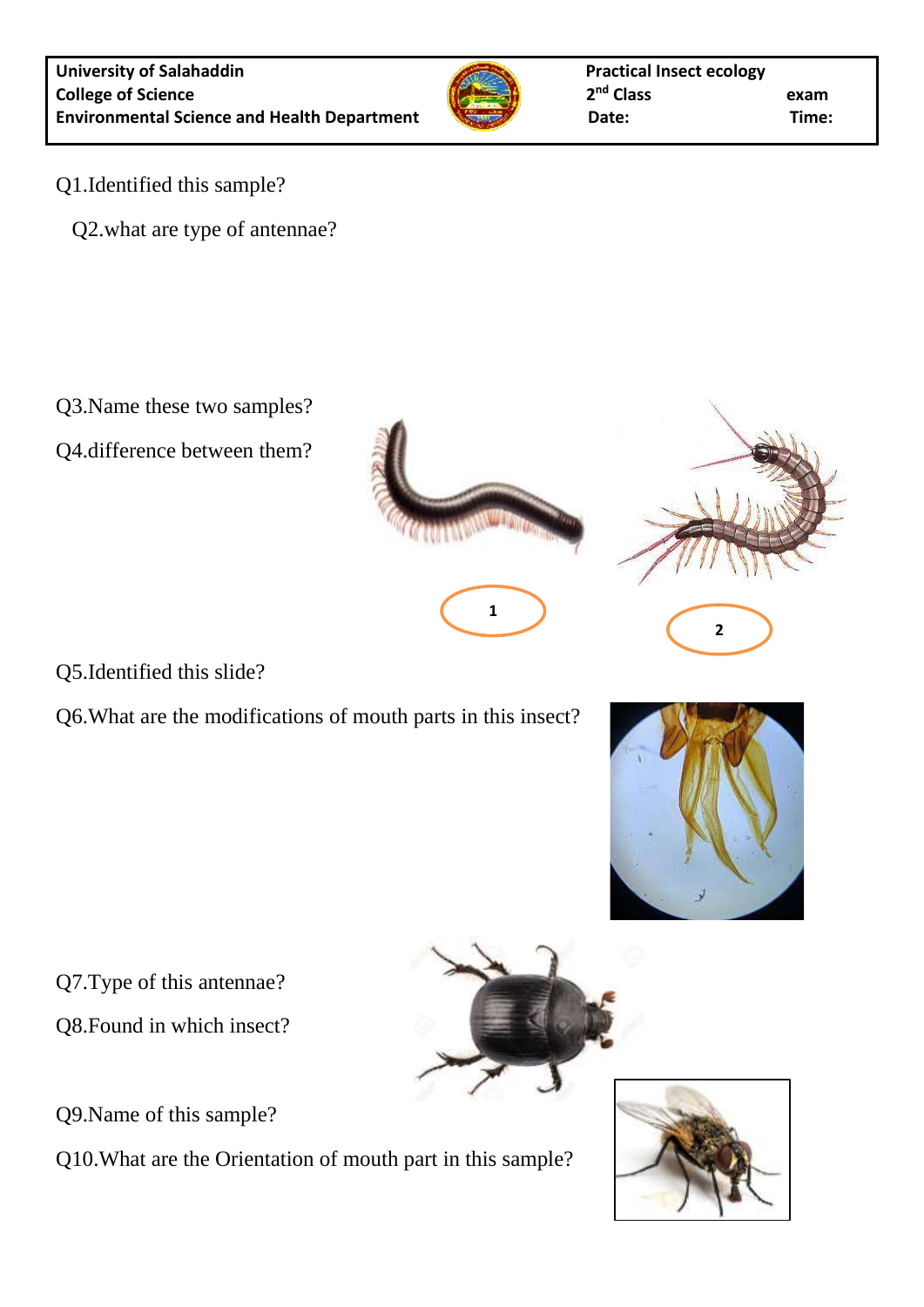| University of Salahaddin | Practical Insect ecology | |
| --- | --- | --- |
| College of Science | 2nd Class | exam |
| Environmental Science and Health Department | Date: | Time: |

Q1.Identified this sample?

Q2.what are type of antennae?

Q3.Name these two samples?

Q4.difference between them?

1

2

Q5.Identified this slide?

Q6.What are the modifications of mouth parts in this insect?

Q7.Type of this antennae?

Q8.Found in which insect?

Q9.Name of this sample?

Q10.What are the Orientation of mouth part in this sample?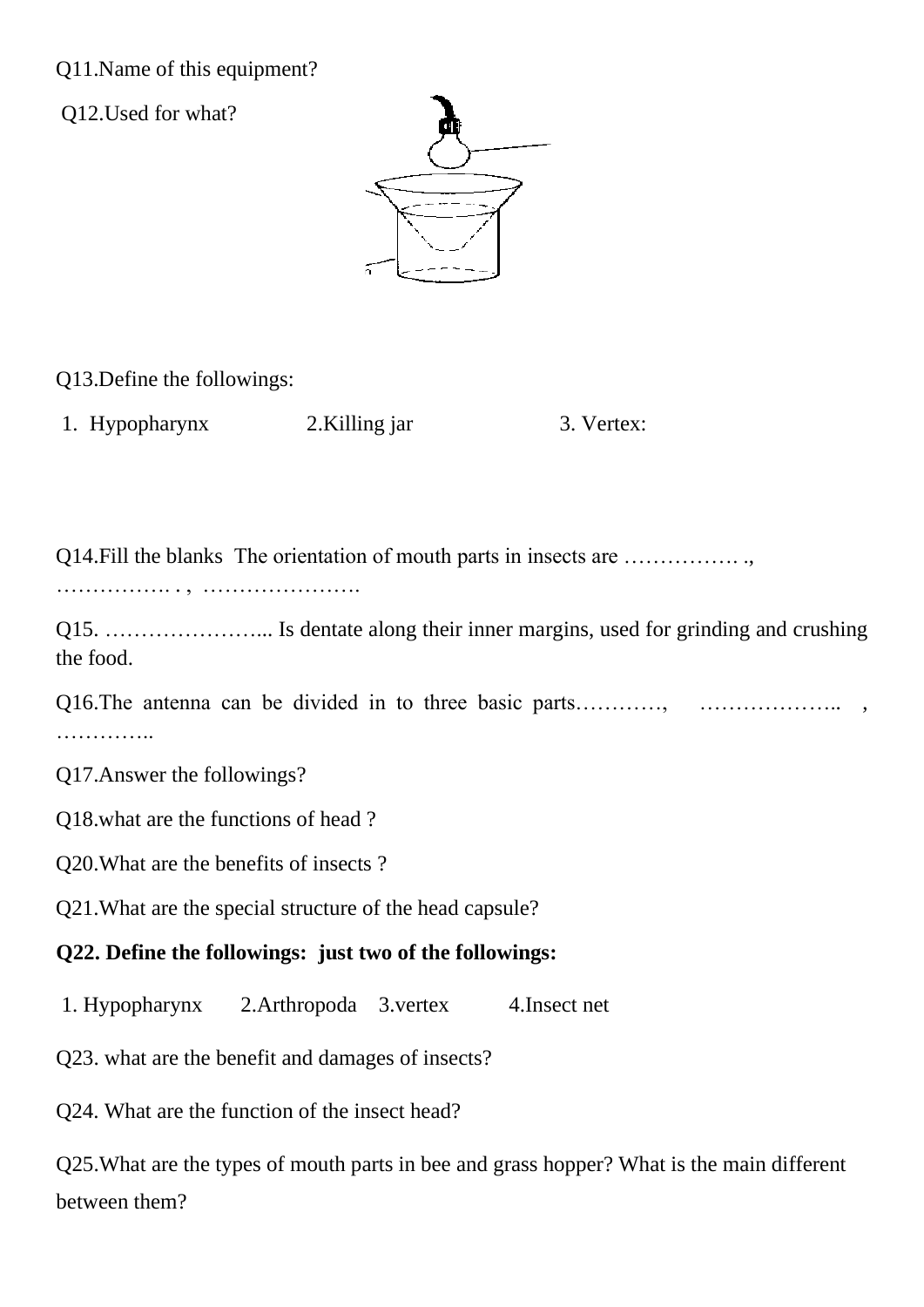Q11.Name of this equipment?

Q12.Used for what?

Q13.Define the followings:

1. Hypopharynx 2.Killing jar 3. Vertex:

Q14.Fill the blanks The orientation of mouth parts in insects are ……………. ., ……………. . , ………………….

Q15. …………………... Is dentate along their inner margins, used for grinding and crushing the food.

Q16.The antenna can be divided in to three basic parts…………, ……………….. , …………..

Q17.Answer the followings?

Q18.what are the functions of head ?

Q20.What are the benefits of insects ?

Q21.What are the special structure of the head capsule?

**Q22. Define the followings: just two of the followings:**

1. Hypopharynx 2.Arthropoda 3.vertex 4.Insect net

Q23. what are the benefit and damages of insects?

Q24. What are the function of the insect head?

Q25.What are the types of mouth parts in bee and grass hopper? What is the main different between them?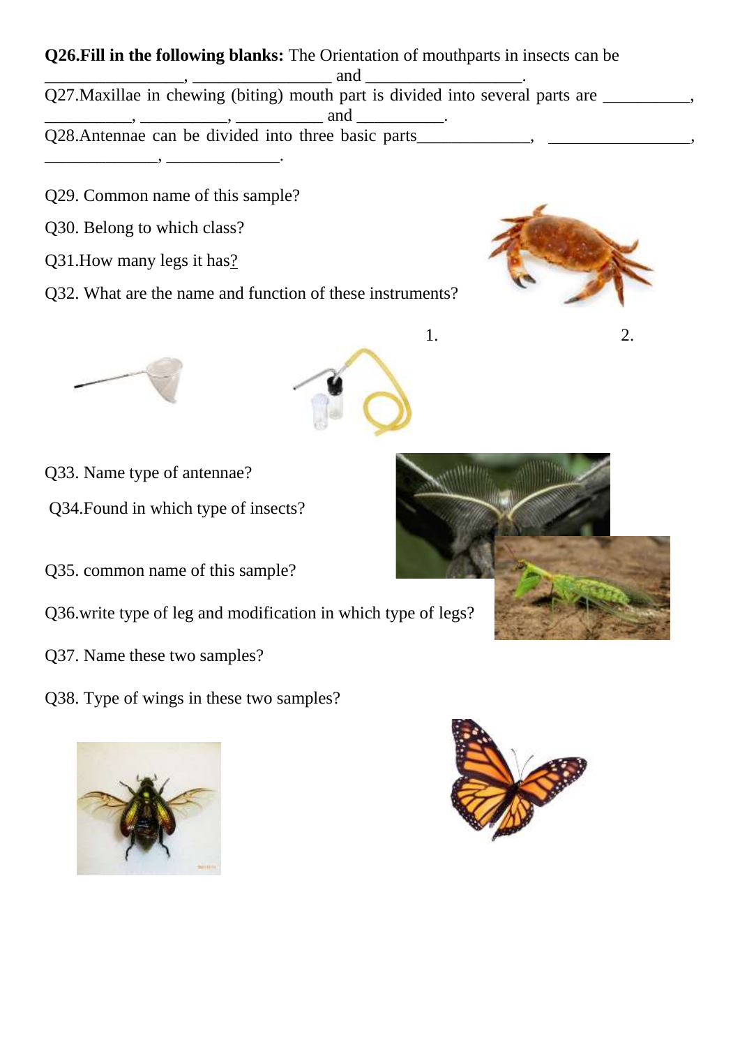**Q26.Fill in the following blanks:** The Orientation of mouthparts in insects can be ________________, ________________ and __________________.

Q27.Maxillae in chewing (biting) mouth part is divided into several parts are __________, __________, __________, __________ and __________.

Q28.Antennae can be divided into three basic parts_____________, ________________, _____________, _____________.

Q29. Common name of this sample?

Q30. Belong to which class?

Q31.How many legs it has?

Q32. What are the name and function of these instruments?

1. 2.

Q33. Name type of antennae?

Q34.Found in which type of insects?

Q35. common name of this sample?

Q36.write type of leg and modification in which type of legs?

Q37. Name these two samples?

Q38. Type of wings in these two samples?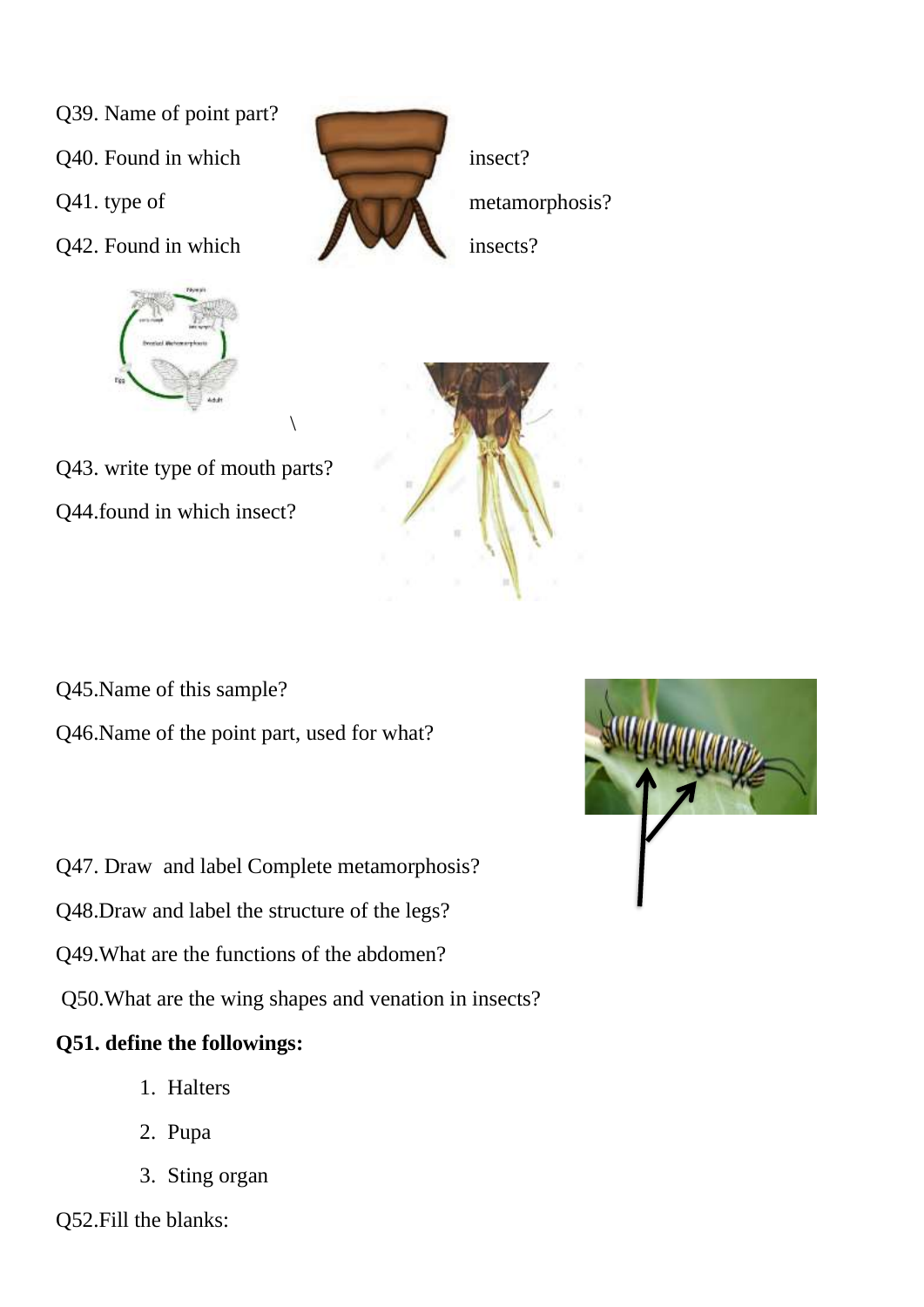Q39. Name of point part?

Q40. Found in which insect?

Q41. type of metamorphosis?

Q42. Found in which insects?

\

Q43. write type of mouth parts?

Q44.found in which insect?

Q45.Name of this sample?

Q46.Name of the point part, used for what?

Q47. Draw and label Complete metamorphosis?

Q48.Draw and label the structure of the legs?

Q49.What are the functions of the abdomen?

Q50.What are the wing shapes and venation in insects?

**Q51. define the followings:**

1. Halters
2. Pupa
3. Sting organ

Q52.Fill the blanks: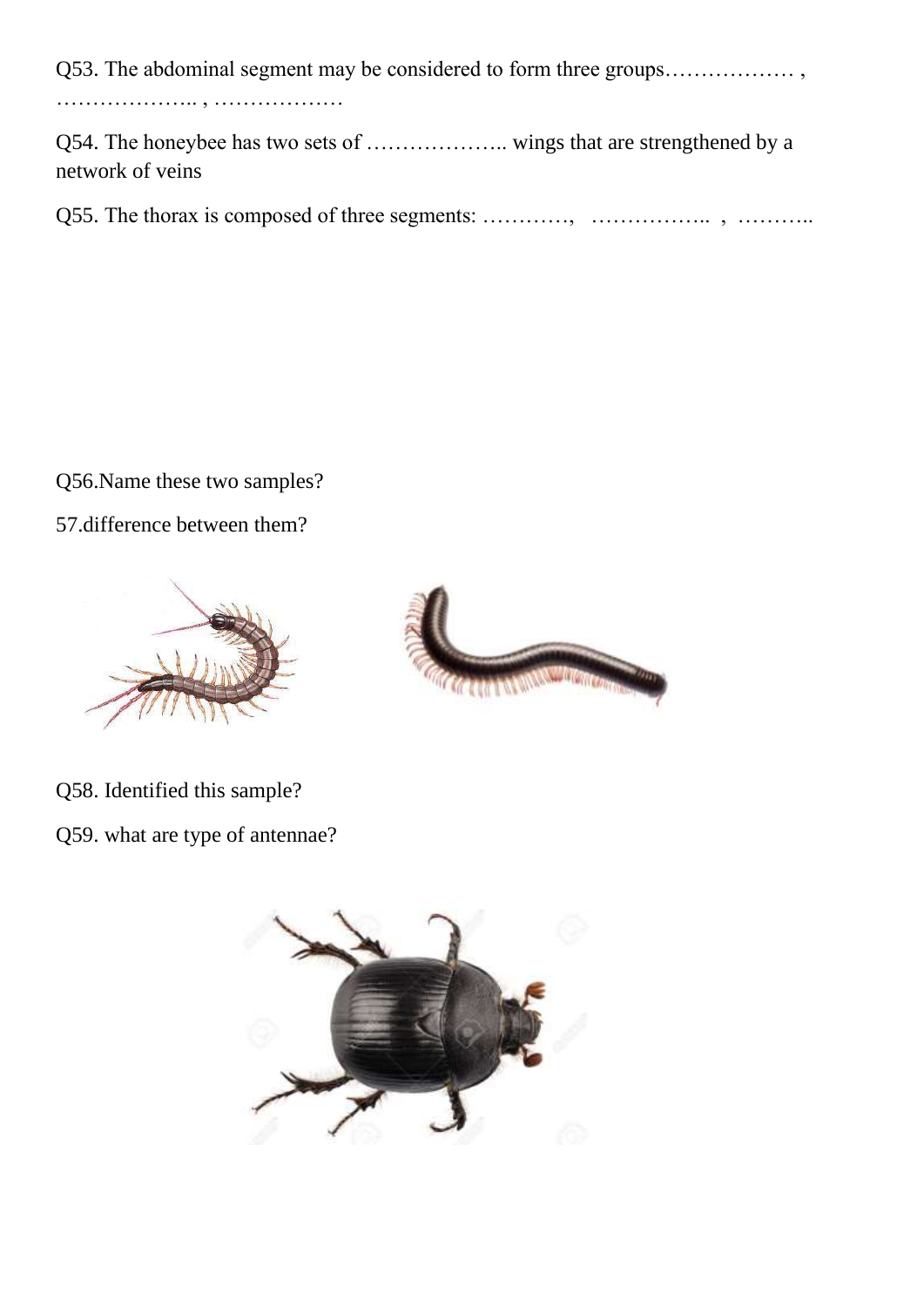Q53. The abdominal segment may be considered to form three groups……………… , ……………….. , ………………

Q54. The honeybee has two sets of ……………….. wings that are strengthened by a network of veins

Q55. The thorax is composed of three segments: …………, …………….. , ………..

Q56.Name these two samples?

57.difference between them?

Q58. Identified this sample?

Q59. what are type of antennae?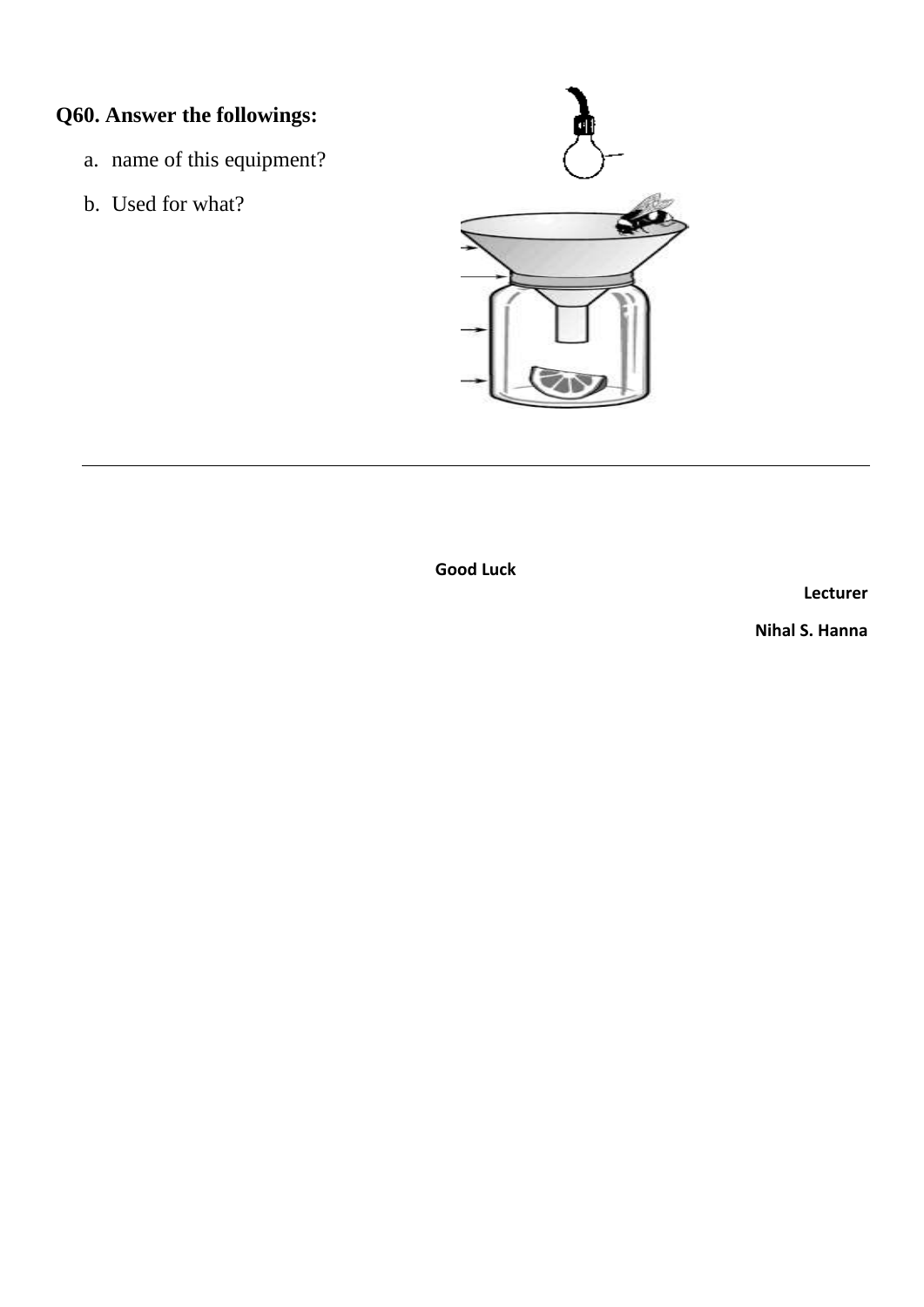**Q60. Answer the followings:**

a. name of this equipment?

b. Used for what?

---

**Good Luck**

**Lecturer**

**Nihal S. Hanna**